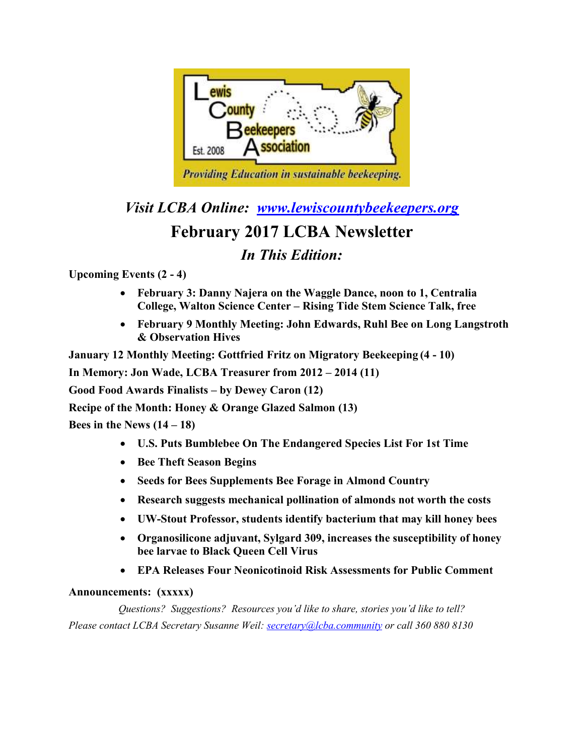*Visit LCBA Online: [www.lewiscountybeekeepers.org](http://www.lewiscountybeekeepers.org)*

# February 2017 LCBA Newsletter

## *In This Edition:*

**Upcoming Events (2 - 4)**

- **February 3: Danny Najera on the Waggle Dance, noon to 1, Centralia College, Walton Science Center – Rising Tide Stem Science Talk, free**
- **February 9 Monthly Meeting: John Edwards, Ruhl Bee on Long Langstroth & Observation Hives**

**January 12 Monthly Meeting: Gottfried Fritz on Migratory Beekeeping (4 - 10)**

**In Memory: Jon Wade, LCBA Treasurer from 2012 – 2014 (11)**

**Good Food Awards Finalists – by Dewey Caron (12)**

**Recipe of the Month: Honey & Orange Glazed Salmon (13)**

**Bees in the News (14 – 18)**

- **U.S. Puts Bumblebee On The Endangered Species List For 1st Time**
- **Bee Theft Season Begins**
- **Seeds for Bees Supplements Bee Forage in Almond Country**
- **Research suggests mechanical pollination of almonds not worth the costs**
- **UW-Stout Professor, students identify bacterium that may kill honey bees**
- **Organosilicone adjuvant, Sylgard 309, increases the susceptibility of honey bee larvae to Black Queen Cell Virus**
- **EPA Releases Four Neonicotinoid Risk Assessments for Public Comment**

**Announcements: (xxxxx)**

*Questions? Suggestions? Resources you'd like to share, stories you'd like to tell?*
*Please contact LCBA Secretary Susanne Weil: [secretary@lcba.community](mailto:secretary@lcba.community) or call 360 880 8130*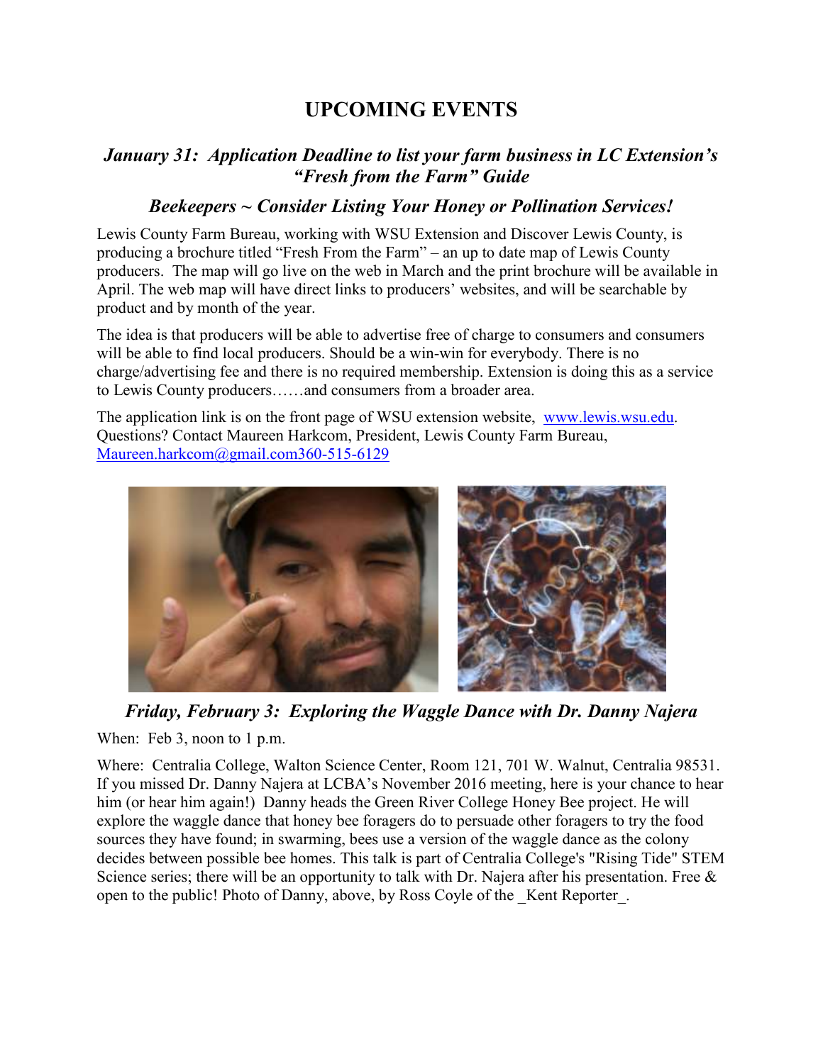# UPCOMING EVENTS

## *January 31: Application Deadline to list your farm business in LC Extension's "Fresh from the Farm" Guide*

### *Beekeepers ~ Consider Listing Your Honey or Pollination Services!*

Lewis County Farm Bureau, working with WSU Extension and Discover Lewis County, is producing a brochure titled "Fresh From the Farm" – an up to date map of Lewis County producers. The map will go live on the web in March and the print brochure will be available in April. The web map will have direct links to producers' websites, and will be searchable by product and by month of the year.

The idea is that producers will be able to advertise free of charge to consumers and consumers will be able to find local producers. Should be a win-win for everybody. There is no charge/advertising fee and there is no required membership. Extension is doing this as a service to Lewis County producers……and consumers from a broader area.

The application link is on the front page of WSU extension website, www.lewis.wsu.edu. Questions? Contact Maureen Harkcom, President, Lewis County Farm Bureau, Maureen.harkcom@gmail.com360-515-6129

## *Friday, February 3: Exploring the Waggle Dance with Dr. Danny Najera*

When: Feb 3, noon to 1 p.m.

Where: Centralia College, Walton Science Center, Room 121, 701 W. Walnut, Centralia 98531. If you missed Dr. Danny Najera at LCBA's November 2016 meeting, here is your chance to hear him (or hear him again!) Danny heads the Green River College Honey Bee project. He will explore the waggle dance that honey bee foragers do to persuade other foragers to try the food sources they have found; in swarming, bees use a version of the waggle dance as the colony decides between possible bee homes. This talk is part of Centralia College's "Rising Tide" STEM Science series; there will be an opportunity to talk with Dr. Najera after his presentation. Free & open to the public! Photo of Danny, above, by Ross Coyle of the _Kent Reporter_.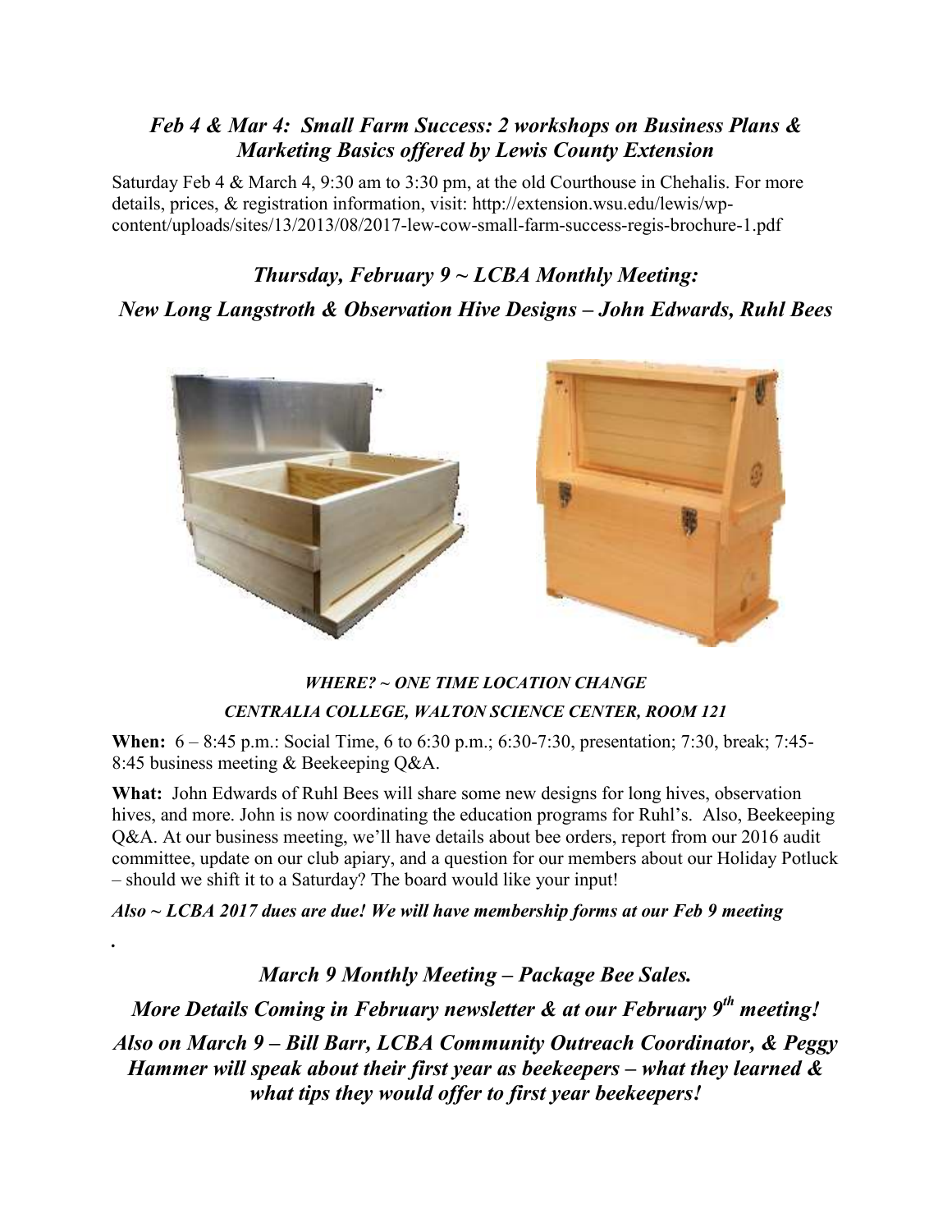## *Feb 4 & Mar 4: Small Farm Success: 2 workshops on Business Plans & Marketing Basics offered by Lewis County Extension*

Saturday Feb 4 & March 4, 9:30 am to 3:30 pm, at the old Courthouse in Chehalis. For more details, prices, & registration information, visit: http://extension.wsu.edu/lewis/wp-content/uploads/sites/13/2013/08/2017-lew-cow-small-farm-success-regis-brochure-1.pdf

## *Thursday, February 9 ~ LCBA Monthly Meeting:*

## *New Long Langstroth & Observation Hive Designs – John Edwards, Ruhl Bees*

***WHERE? ~ ONE TIME LOCATION CHANGE***

***CENTRALIA COLLEGE, WALTON SCIENCE CENTER, ROOM 121***

**When:** 6 – 8:45 p.m.: Social Time, 6 to 6:30 p.m.; 6:30-7:30, presentation; 7:30, break; 7:45-8:45 business meeting & Beekeeping Q&A.

**What:** John Edwards of Ruhl Bees will share some new designs for long hives, observation hives, and more. John is now coordinating the education programs for Ruhl's. Also, Beekeeping Q&A. At our business meeting, we'll have details about bee orders, report from our 2016 audit committee, update on our club apiary, and a question for our members about our Holiday Potluck – should we shift it to a Saturday? The board would like your input!

***Also ~ LCBA 2017 dues are due! We will have membership forms at our Feb 9 meeting***

## *March 9 Monthly Meeting – Package Bee Sales.*

## *More Details Coming in February newsletter & at our February 9th meeting!*

## *Also on March 9 – Bill Barr, LCBA Community Outreach Coordinator, & Peggy Hammer will speak about their first year as beekeepers – what they learned & what tips they would offer to first year beekeepers!*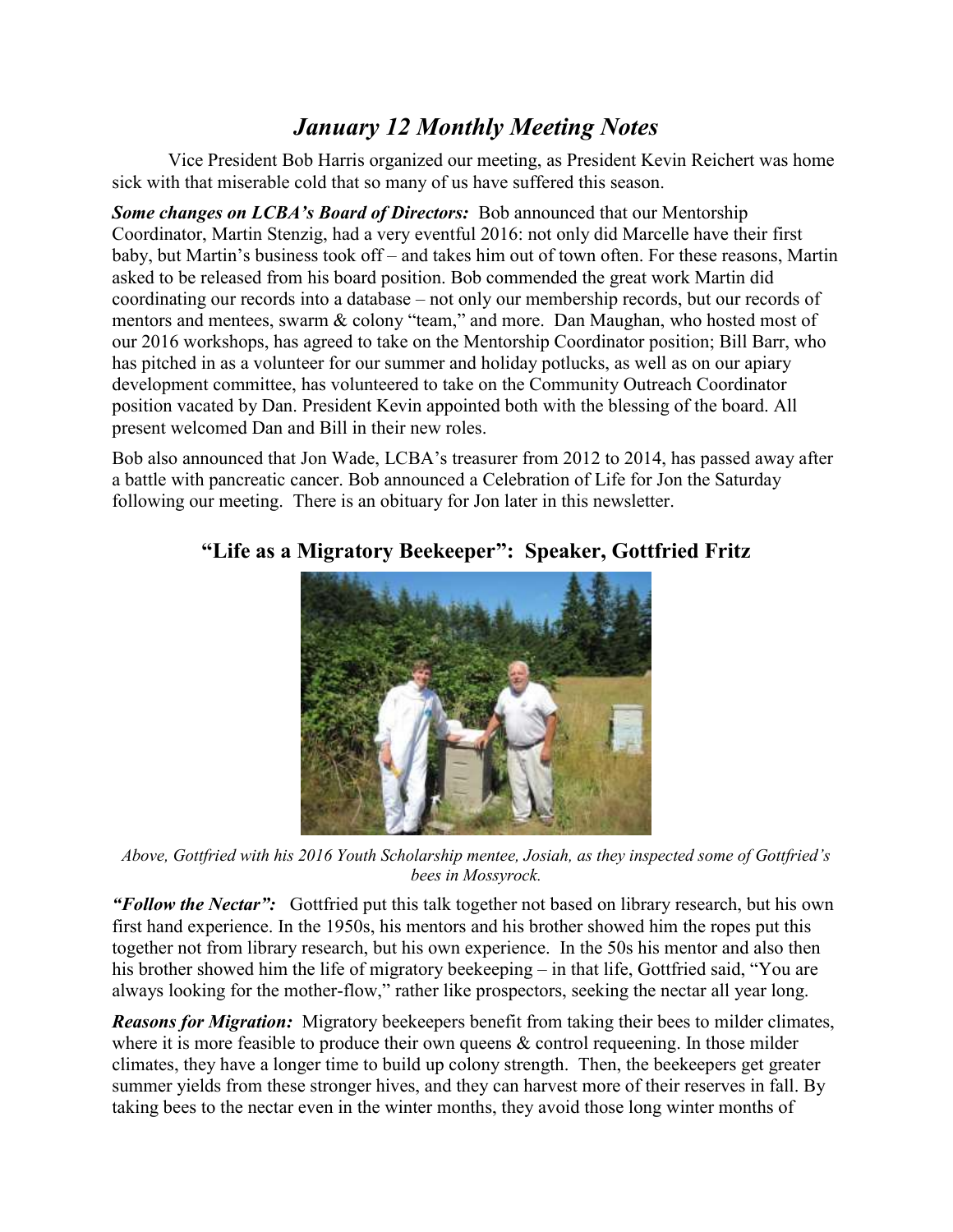# *January 12 Monthly Meeting Notes*

Vice President Bob Harris organized our meeting, as President Kevin Reichert was home sick with that miserable cold that so many of us have suffered this season.

***Some changes on LCBA's Board of Directors:*** Bob announced that our Mentorship Coordinator, Martin Stenzig, had a very eventful 2016: not only did Marcelle have their first baby, but Martin's business took off – and takes him out of town often. For these reasons, Martin asked to be released from his board position. Bob commended the great work Martin did coordinating our records into a database – not only our membership records, but our records of mentors and mentees, swarm & colony "team," and more. Dan Maughan, who hosted most of our 2016 workshops, has agreed to take on the Mentorship Coordinator position; Bill Barr, who has pitched in as a volunteer for our summer and holiday potlucks, as well as on our apiary development committee, has volunteered to take on the Community Outreach Coordinator position vacated by Dan. President Kevin appointed both with the blessing of the board. All present welcomed Dan and Bill in their new roles.

Bob also announced that Jon Wade, LCBA's treasurer from 2012 to 2014, has passed away after a battle with pancreatic cancer. Bob announced a Celebration of Life for Jon the Saturday following our meeting. There is an obituary for Jon later in this newsletter.

## "Life as a Migratory Beekeeper": Speaker, Gottfried Fritz

*Above, Gottfried with his 2016 Youth Scholarship mentee, Josiah, as they inspected some of Gottfried's bees in Mossyrock.*

***"Follow the Nectar":*** Gottfried put this talk together not based on library research, but his own first hand experience. In the 1950s, his mentors and his brother showed him the ropes put this together not from library research, but his own experience. In the 50s his mentor and also then his brother showed him the life of migratory beekeeping – in that life, Gottfried said, "You are always looking for the mother-flow," rather like prospectors, seeking the nectar all year long.

***Reasons for Migration:*** Migratory beekeepers benefit from taking their bees to milder climates, where it is more feasible to produce their own queens & control requeening. In those milder climates, they have a longer time to build up colony strength. Then, the beekeepers get greater summer yields from these stronger hives, and they can harvest more of their reserves in fall. By taking bees to the nectar even in the winter months, they avoid those long winter months of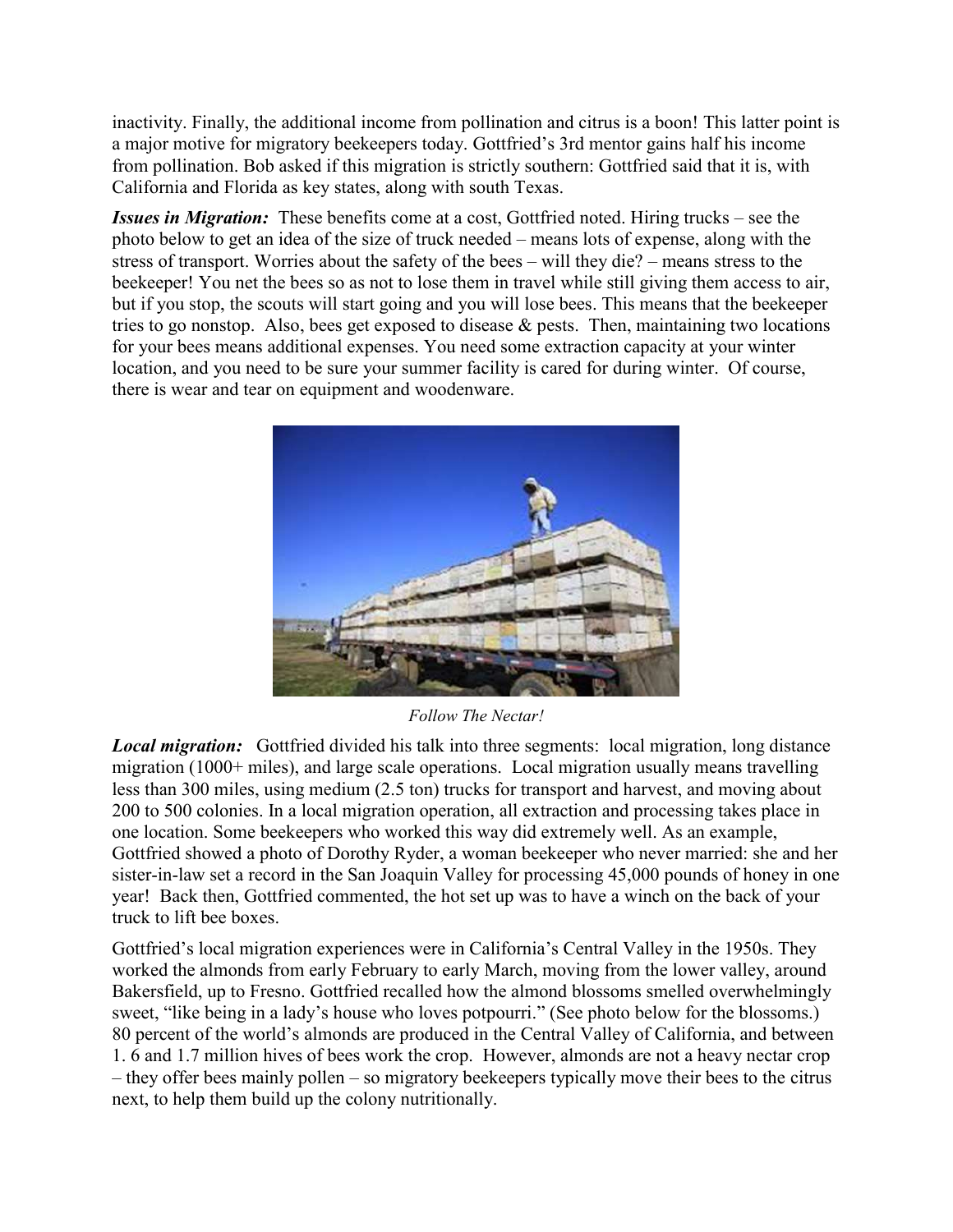inactivity. Finally, the additional income from pollination and citrus is a boon! This latter point is a major motive for migratory beekeepers today. Gottfried's 3rd mentor gains half his income from pollination. Bob asked if this migration is strictly southern: Gottfried said that it is, with California and Florida as key states, along with south Texas.

***Issues in Migration:*** These benefits come at a cost, Gottfried noted. Hiring trucks – see the photo below to get an idea of the size of truck needed – means lots of expense, along with the stress of transport. Worries about the safety of the bees – will they die? – means stress to the beekeeper! You net the bees so as not to lose them in travel while still giving them access to air, but if you stop, the scouts will start going and you will lose bees. This means that the beekeeper tries to go nonstop. Also, bees get exposed to disease & pests. Then, maintaining two locations for your bees means additional expenses. You need some extraction capacity at your winter location, and you need to be sure your summer facility is cared for during winter. Of course, there is wear and tear on equipment and woodenware.

*Follow The Nectar!*

***Local migration:*** Gottfried divided his talk into three segments: local migration, long distance migration (1000+ miles), and large scale operations. Local migration usually means travelling less than 300 miles, using medium (2.5 ton) trucks for transport and harvest, and moving about 200 to 500 colonies. In a local migration operation, all extraction and processing takes place in one location. Some beekeepers who worked this way did extremely well. As an example, Gottfried showed a photo of Dorothy Ryder, a woman beekeeper who never married: she and her sister-in-law set a record in the San Joaquin Valley for processing 45,000 pounds of honey in one year! Back then, Gottfried commented, the hot set up was to have a winch on the back of your truck to lift bee boxes.

Gottfried's local migration experiences were in California's Central Valley in the 1950s. They worked the almonds from early February to early March, moving from the lower valley, around Bakersfield, up to Fresno. Gottfried recalled how the almond blossoms smelled overwhelmingly sweet, "like being in a lady's house who loves potpourri." (See photo below for the blossoms.) 80 percent of the world's almonds are produced in the Central Valley of California, and between 1. 6 and 1.7 million hives of bees work the crop. However, almonds are not a heavy nectar crop – they offer bees mainly pollen – so migratory beekeepers typically move their bees to the citrus next, to help them build up the colony nutritionally.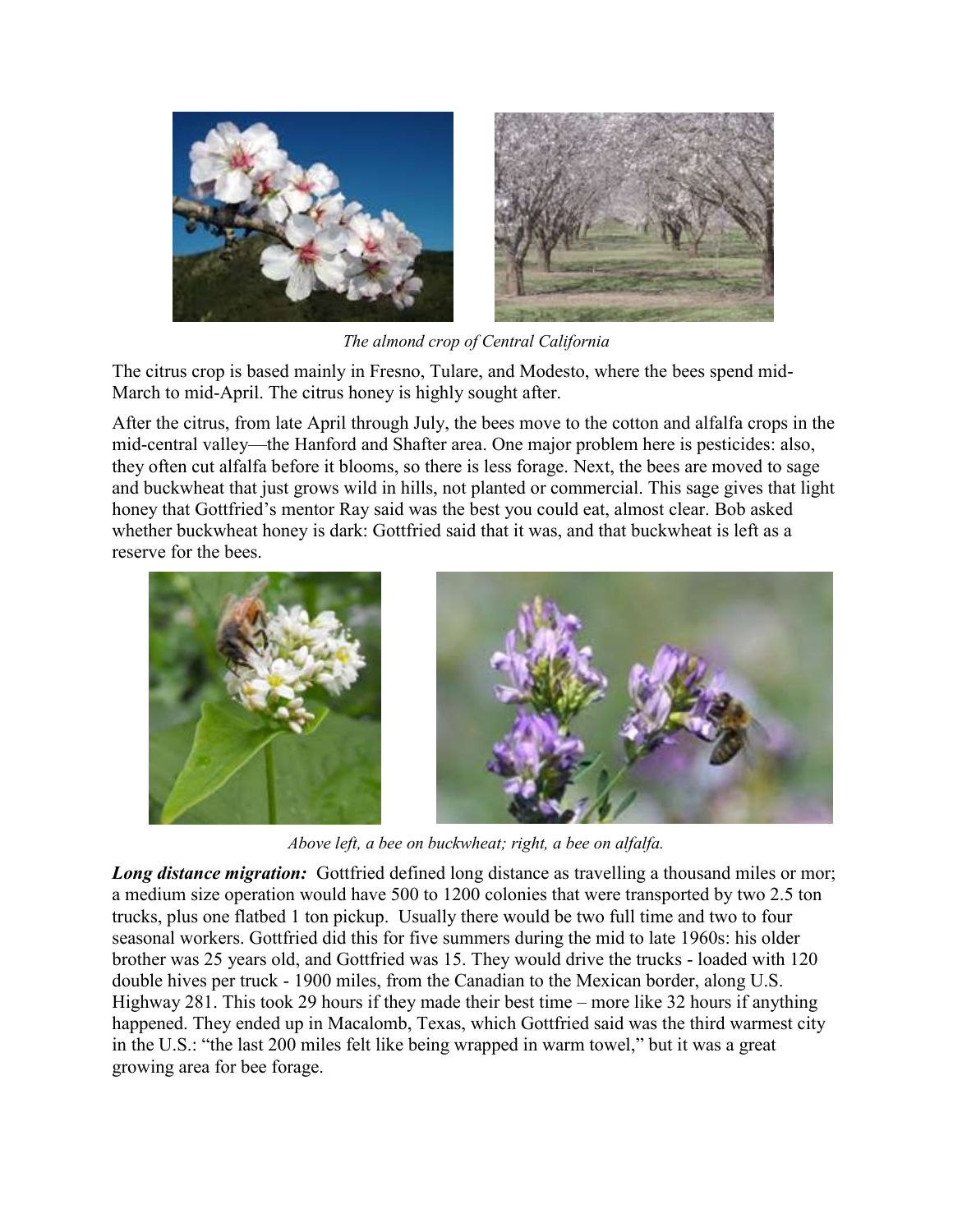*The almond crop of Central California*

The citrus crop is based mainly in Fresno, Tulare, and Modesto, where the bees spend mid-March to mid-April. The citrus honey is highly sought after.

After the citrus, from late April through July, the bees move to the cotton and alfalfa crops in the mid-central valley—the Hanford and Shafter area. One major problem here is pesticides: also, they often cut alfalfa before it blooms, so there is less forage. Next, the bees are moved to sage and buckwheat that just grows wild in hills, not planted or commercial. This sage gives that light honey that Gottfried's mentor Ray said was the best you could eat, almost clear. Bob asked whether buckwheat honey is dark: Gottfried said that it was, and that buckwheat is left as a reserve for the bees.

*Above left, a bee on buckwheat; right, a bee on alfalfa.*

***Long distance migration:*** Gottfried defined long distance as travelling a thousand miles or mor; a medium size operation would have 500 to 1200 colonies that were transported by two 2.5 ton trucks, plus one flatbed 1 ton pickup. Usually there would be two full time and two to four seasonal workers. Gottfried did this for five summers during the mid to late 1960s: his older brother was 25 years old, and Gottfried was 15. They would drive the trucks - loaded with 120 double hives per truck - 1900 miles, from the Canadian to the Mexican border, along U.S. Highway 281. This took 29 hours if they made their best time – more like 32 hours if anything happened. They ended up in Macalomb, Texas, which Gottfried said was the third warmest city in the U.S.: "the last 200 miles felt like being wrapped in warm towel," but it was a great growing area for bee forage.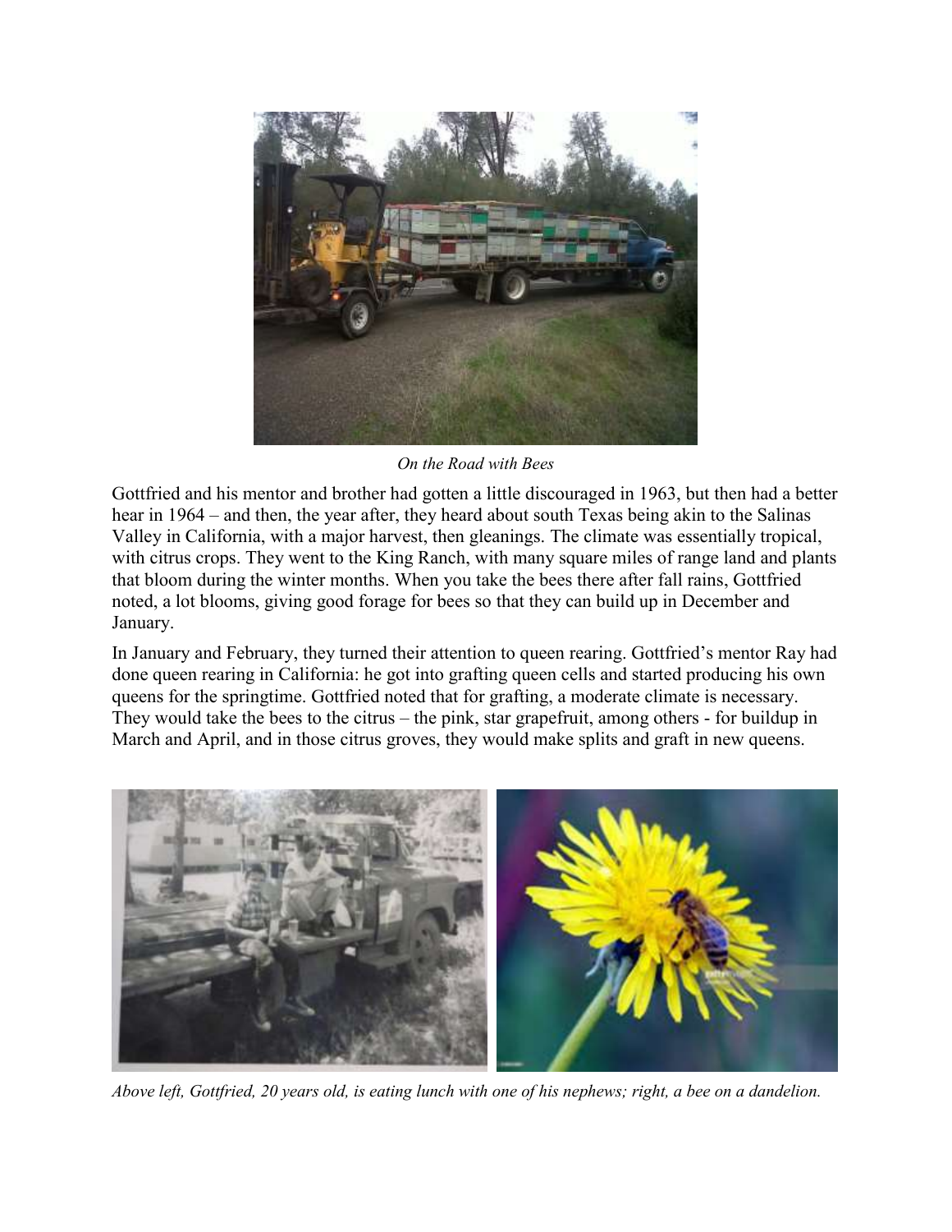*On the Road with Bees*

Gottfried and his mentor and brother had gotten a little discouraged in 1963, but then had a better hear in 1964 – and then, the year after, they heard about south Texas being akin to the Salinas Valley in California, with a major harvest, then gleanings. The climate was essentially tropical, with citrus crops. They went to the King Ranch, with many square miles of range land and plants that bloom during the winter months. When you take the bees there after fall rains, Gottfried noted, a lot blooms, giving good forage for bees so that they can build up in December and January.

In January and February, they turned their attention to queen rearing. Gottfried's mentor Ray had done queen rearing in California: he got into grafting queen cells and started producing his own queens for the springtime. Gottfried noted that for grafting, a moderate climate is necessary. They would take the bees to the citrus – the pink, star grapefruit, among others - for buildup in March and April, and in those citrus groves, they would make splits and graft in new queens.

*Above left, Gottfried, 20 years old, is eating lunch with one of his nephews; right, a bee on a dandelion.*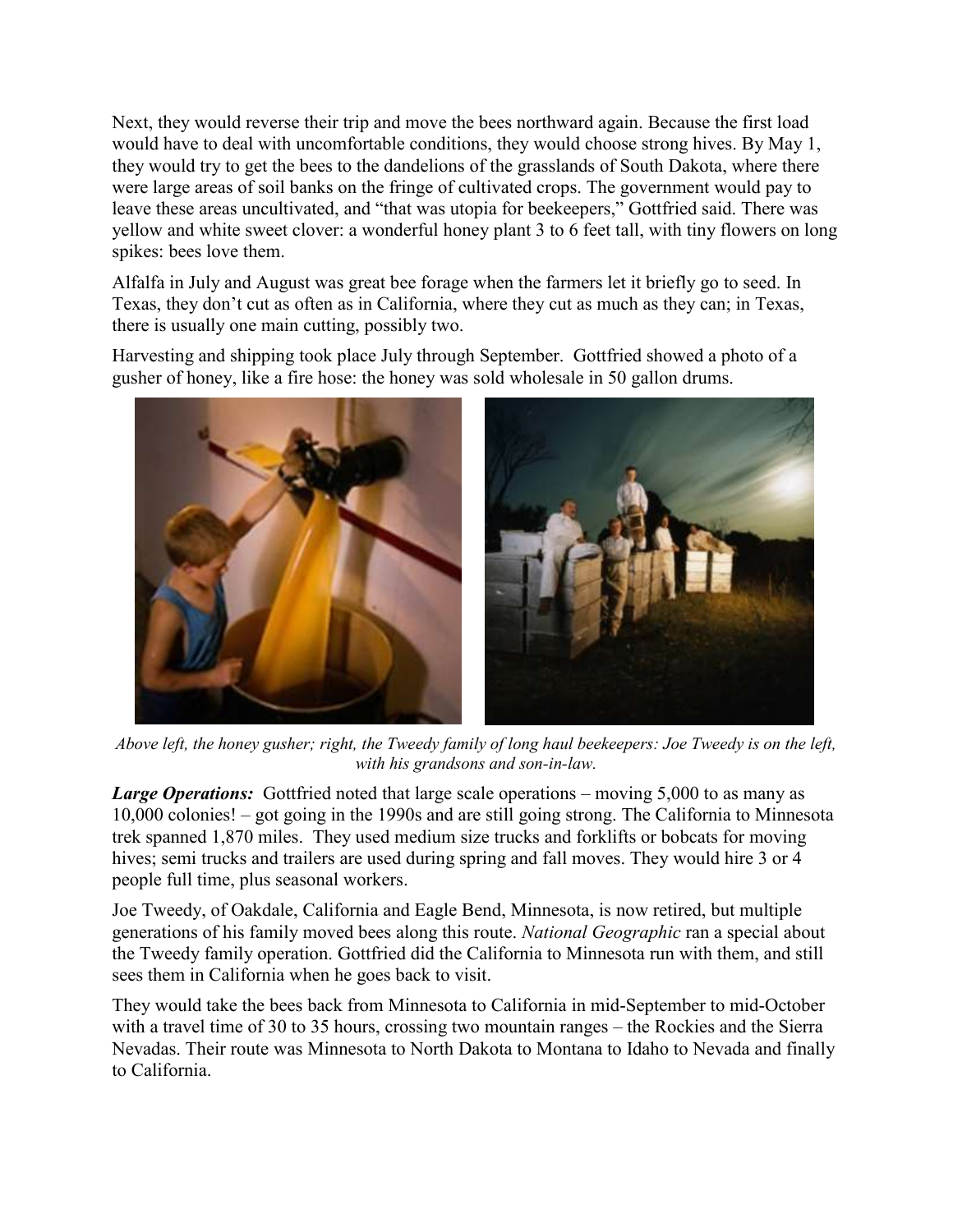Next, they would reverse their trip and move the bees northward again. Because the first load would have to deal with uncomfortable conditions, they would choose strong hives. By May 1, they would try to get the bees to the dandelions of the grasslands of South Dakota, where there were large areas of soil banks on the fringe of cultivated crops. The government would pay to leave these areas uncultivated, and "that was utopia for beekeepers," Gottfried said. There was yellow and white sweet clover: a wonderful honey plant 3 to 6 feet tall, with tiny flowers on long spikes: bees love them.

Alfalfa in July and August was great bee forage when the farmers let it briefly go to seed. In Texas, they don't cut as often as in California, where they cut as much as they can; in Texas, there is usually one main cutting, possibly two.

Harvesting and shipping took place July through September. Gottfried showed a photo of a gusher of honey, like a fire hose: the honey was sold wholesale in 50 gallon drums.

*Above left, the honey gusher; right, the Tweedy family of long haul beekeepers: Joe Tweedy is on the left, with his grandsons and son-in-law.*

***Large Operations:*** Gottfried noted that large scale operations – moving 5,000 to as many as 10,000 colonies! – got going in the 1990s and are still going strong. The California to Minnesota trek spanned 1,870 miles. They used medium size trucks and forklifts or bobcats for moving hives; semi trucks and trailers are used during spring and fall moves. They would hire 3 or 4 people full time, plus seasonal workers.

Joe Tweedy, of Oakdale, California and Eagle Bend, Minnesota, is now retired, but multiple generations of his family moved bees along this route. *National Geographic* ran a special about the Tweedy family operation. Gottfried did the California to Minnesota run with them, and still sees them in California when he goes back to visit.

They would take the bees back from Minnesota to California in mid-September to mid-October with a travel time of 30 to 35 hours, crossing two mountain ranges – the Rockies and the Sierra Nevadas. Their route was Minnesota to North Dakota to Montana to Idaho to Nevada and finally to California.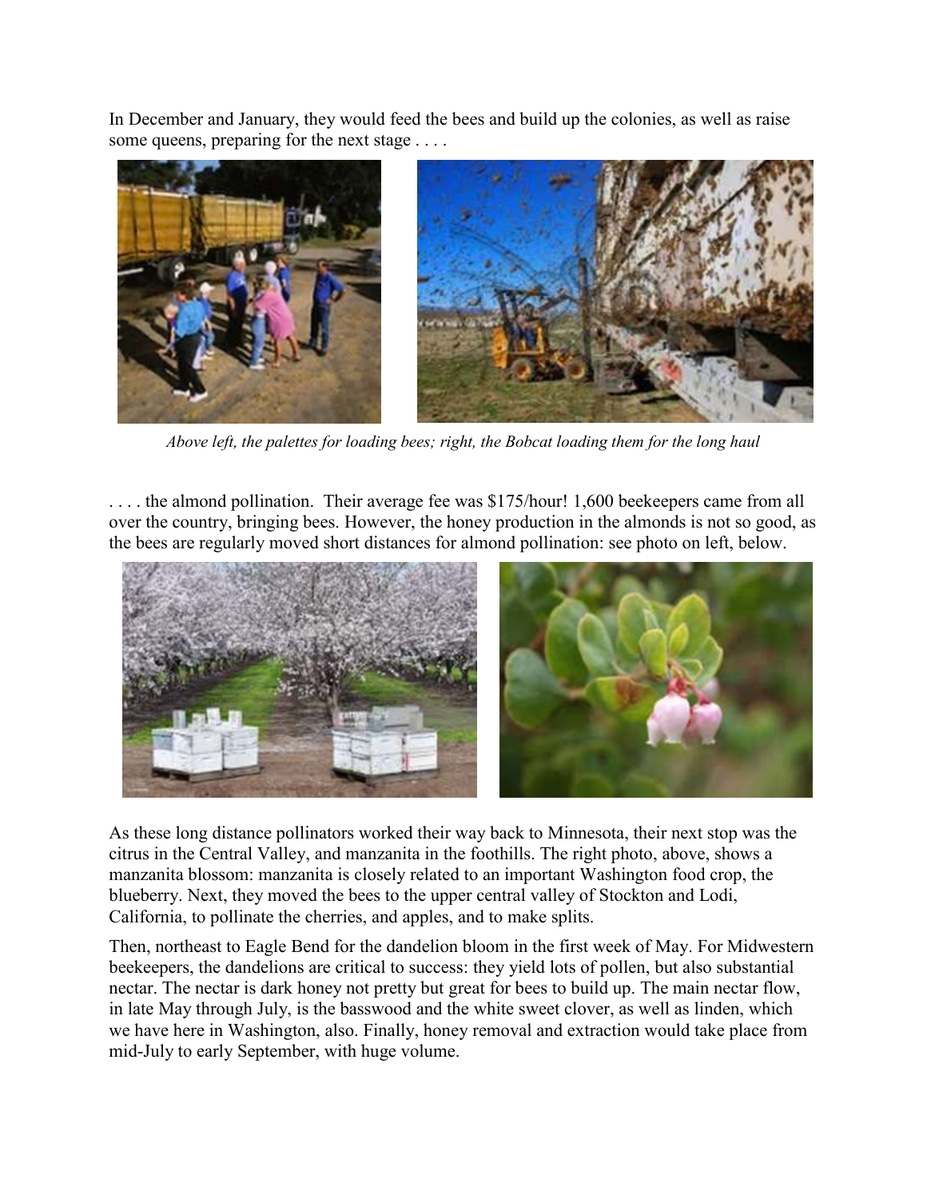In December and January, they would feed the bees and build up the colonies, as well as raise some queens, preparing for the next stage . . . .

*Above left, the palettes for loading bees; right, the Bobcat loading them for the long haul*

. . . . the almond pollination.  Their average fee was $175/hour! 1,600 beekeepers came from all over the country, bringing bees. However, the honey production in the almonds is not so good, as the bees are regularly moved short distances for almond pollination: see photo on left, below.

As these long distance pollinators worked their way back to Minnesota, their next stop was the citrus in the Central Valley, and manzanita in the foothills. The right photo, above, shows a manzanita blossom: manzanita is closely related to an important Washington food crop, the blueberry. Next, they moved the bees to the upper central valley of Stockton and Lodi, California, to pollinate the cherries, and apples, and to make splits.

Then, northeast to Eagle Bend for the dandelion bloom in the first week of May. For Midwestern beekeepers, the dandelions are critical to success: they yield lots of pollen, but also substantial nectar. The nectar is dark honey not pretty but great for bees to build up. The main nectar flow, in late May through July, is the basswood and the white sweet clover, as well as linden, which we have here in Washington, also. Finally, honey removal and extraction would take place from mid-July to early September, with huge volume.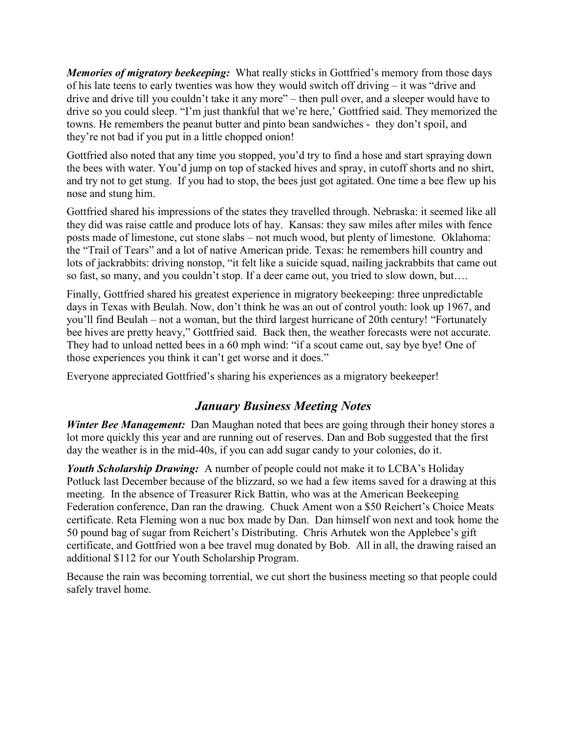***Memories of migratory beekeeping:*** What really sticks in Gottfried's memory from those days of his late teens to early twenties was how they would switch off driving – it was "drive and drive and drive till you couldn't take it any more" – then pull over, and a sleeper would have to drive so you could sleep. "I'm just thankful that we're here,' Gottfried said. They memorized the towns. He remembers the peanut butter and pinto bean sandwiches - they don't spoil, and they're not bad if you put in a little chopped onion!

Gottfried also noted that any time you stopped, you'd try to find a hose and start spraying down the bees with water. You'd jump on top of stacked hives and spray, in cutoff shorts and no shirt, and try not to get stung. If you had to stop, the bees just got agitated. One time a bee flew up his nose and stung him.

Gottfried shared his impressions of the states they travelled through. Nebraska: it seemed like all they did was raise cattle and produce lots of hay. Kansas: they saw miles after miles with fence posts made of limestone, cut stone slabs – not much wood, but plenty of limestone. Oklahoma: the "Trail of Tears" and a lot of native American pride. Texas: he remembers hill country and lots of jackrabbits: driving nonstop, "it felt like a suicide squad, nailing jackrabbits that came out so fast, so many, and you couldn't stop. If a deer came out, you tried to slow down, but….

Finally, Gottfried shared his greatest experience in migratory beekeeping: three unpredictable days in Texas with Beulah. Now, don't think he was an out of control youth: look up 1967, and you'll find Beulah – not a woman, but the third largest hurricane of 20th century! "Fortunately bee hives are pretty heavy," Gottfried said. Back then, the weather forecasts were not accurate. They had to unload netted bees in a 60 mph wind: "if a scout came out, say bye bye! One of those experiences you think it can't get worse and it does."

Everyone appreciated Gottfried's sharing his experiences as a migratory beekeeper!

## *January Business Meeting Notes*

***Winter Bee Management:*** Dan Maughan noted that bees are going through their honey stores a lot more quickly this year and are running out of reserves. Dan and Bob suggested that the first day the weather is in the mid-40s, if you can add sugar candy to your colonies, do it.

***Youth Scholarship Drawing:*** A number of people could not make it to LCBA's Holiday Potluck last December because of the blizzard, so we had a few items saved for a drawing at this meeting. In the absence of Treasurer Rick Battin, who was at the American Beekeeping Federation conference, Dan ran the drawing. Chuck Ament won a $50 Reichert's Choice Meats certificate. Reta Fleming won a nuc box made by Dan. Dan himself won next and took home the 50 pound bag of sugar from Reichert's Distributing. Chris Arhutek won the Applebee's gift certificate, and Gottfried won a bee travel mug donated by Bob. All in all, the drawing raised an additional $112 for our Youth Scholarship Program.

Because the rain was becoming torrential, we cut short the business meeting so that people could safely travel home.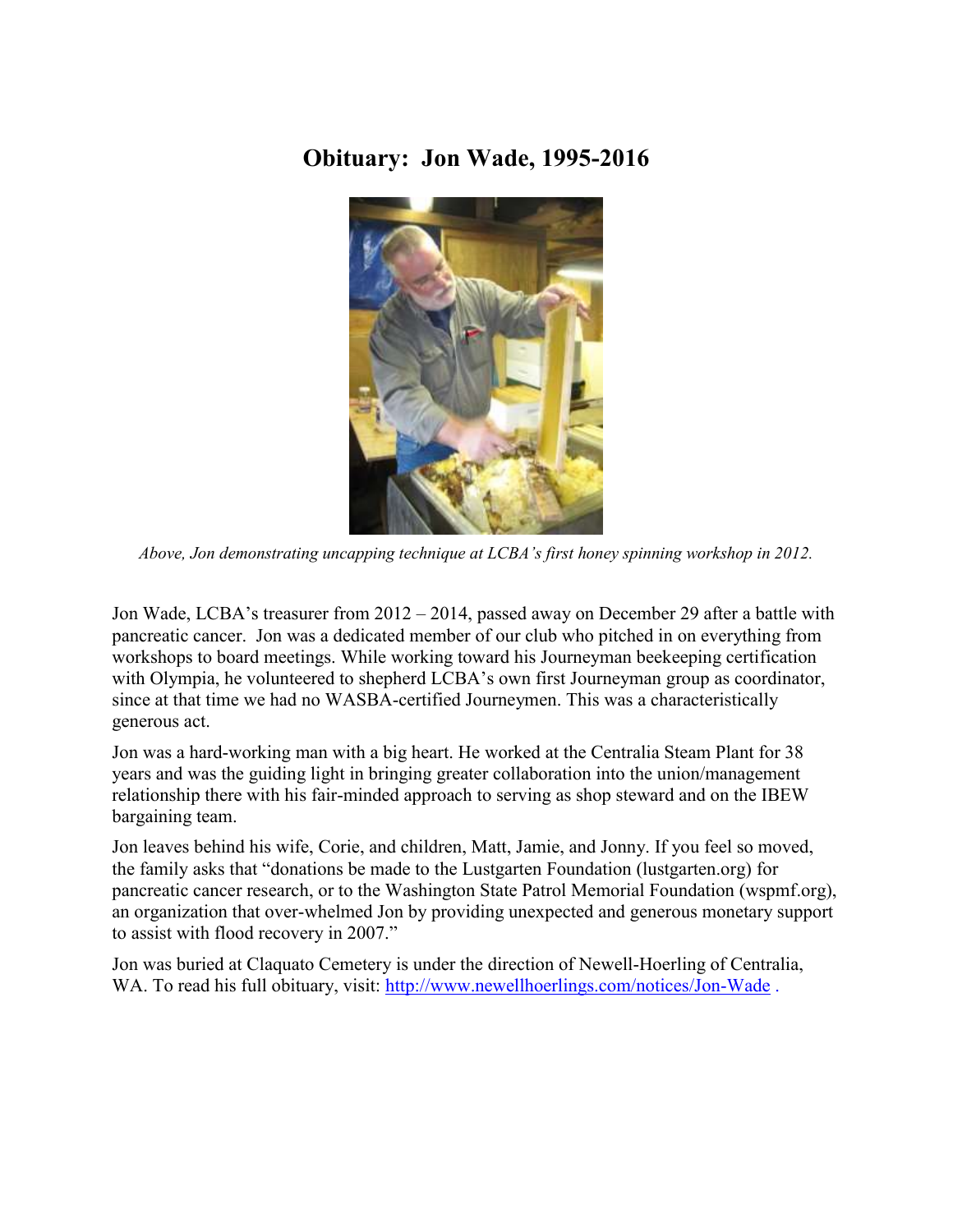# Obituary: Jon Wade, 1995-2016

*Above, Jon demonstrating uncapping technique at LCBA's first honey spinning workshop in 2012.*

Jon Wade, LCBA's treasurer from 2012 – 2014, passed away on December 29 after a battle with pancreatic cancer. Jon was a dedicated member of our club who pitched in on everything from workshops to board meetings. While working toward his Journeyman beekeeping certification with Olympia, he volunteered to shepherd LCBA's own first Journeyman group as coordinator, since at that time we had no WASBA-certified Journeymen. This was a characteristically generous act.

Jon was a hard-working man with a big heart. He worked at the Centralia Steam Plant for 38 years and was the guiding light in bringing greater collaboration into the union/management relationship there with his fair-minded approach to serving as shop steward and on the IBEW bargaining team.

Jon leaves behind his wife, Corie, and children, Matt, Jamie, and Jonny. If you feel so moved, the family asks that "donations be made to the Lustgarten Foundation (lustgarten.org) for pancreatic cancer research, or to the Washington State Patrol Memorial Foundation (wspmf.org), an organization that over-whelmed Jon by providing unexpected and generous monetary support to assist with flood recovery in 2007."

Jon was buried at Claquato Cemetery is under the direction of Newell-Hoerling of Centralia, WA. To read his full obituary, visit: [http://www.newellhoerlings.com/notices/Jon-Wade](http://www.newellhoerlings.com/notices/Jon-Wade) .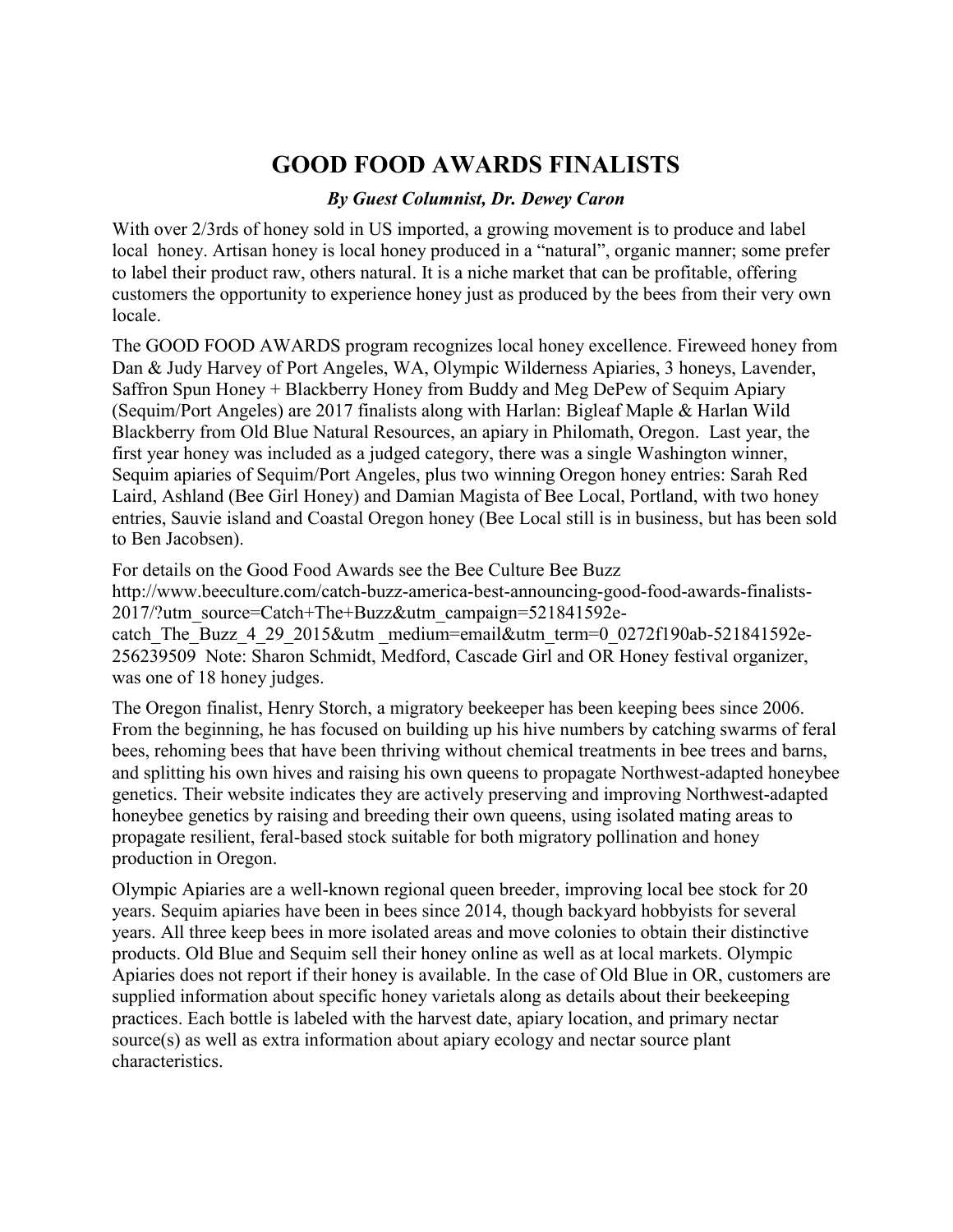# GOOD FOOD AWARDS FINALISTS

***By Guest Columnist, Dr. Dewey Caron***

With over 2/3rds of honey sold in US imported, a growing movement is to produce and label local honey. Artisan honey is local honey produced in a "natural", organic manner; some prefer to label their product raw, others natural. It is a niche market that can be profitable, offering customers the opportunity to experience honey just as produced by the bees from their very own locale.

The GOOD FOOD AWARDS program recognizes local honey excellence. Fireweed honey from Dan & Judy Harvey of Port Angeles, WA, Olympic Wilderness Apiaries, 3 honeys, Lavender, Saffron Spun Honey + Blackberry Honey from Buddy and Meg DePew of Sequim Apiary (Sequim/Port Angeles) are 2017 finalists along with Harlan: Bigleaf Maple & Harlan Wild Blackberry from Old Blue Natural Resources, an apiary in Philomath, Oregon. Last year, the first year honey was included as a judged category, there was a single Washington winner, Sequim apiaries of Sequim/Port Angeles, plus two winning Oregon honey entries: Sarah Red Laird, Ashland (Bee Girl Honey) and Damian Magista of Bee Local, Portland, with two honey entries, Sauvie island and Coastal Oregon honey (Bee Local still is in business, but has been sold to Ben Jacobsen).

For details on the Good Food Awards see the Bee Culture Bee Buzz http://www.beeculture.com/catch-buzz-america-best-announcing-good-food-awards-finalists-2017/?utm_source=Catch+The+Buzz&utm_campaign=521841592e-catch_The_Buzz_4_29_2015&utm _medium=email&utm_term=0_0272f190ab-521841592e-256239509 Note: Sharon Schmidt, Medford, Cascade Girl and OR Honey festival organizer, was one of 18 honey judges.

The Oregon finalist, Henry Storch, a migratory beekeeper has been keeping bees since 2006. From the beginning, he has focused on building up his hive numbers by catching swarms of feral bees, rehoming bees that have been thriving without chemical treatments in bee trees and barns, and splitting his own hives and raising his own queens to propagate Northwest-adapted honeybee genetics. Their website indicates they are actively preserving and improving Northwest-adapted honeybee genetics by raising and breeding their own queens, using isolated mating areas to propagate resilient, feral-based stock suitable for both migratory pollination and honey production in Oregon.

Olympic Apiaries are a well-known regional queen breeder, improving local bee stock for 20 years. Sequim apiaries have been in bees since 2014, though backyard hobbyists for several years. All three keep bees in more isolated areas and move colonies to obtain their distinctive products. Old Blue and Sequim sell their honey online as well as at local markets. Olympic Apiaries does not report if their honey is available. In the case of Old Blue in OR, customers are supplied information about specific honey varietals along as details about their beekeeping practices. Each bottle is labeled with the harvest date, apiary location, and primary nectar source(s) as well as extra information about apiary ecology and nectar source plant characteristics.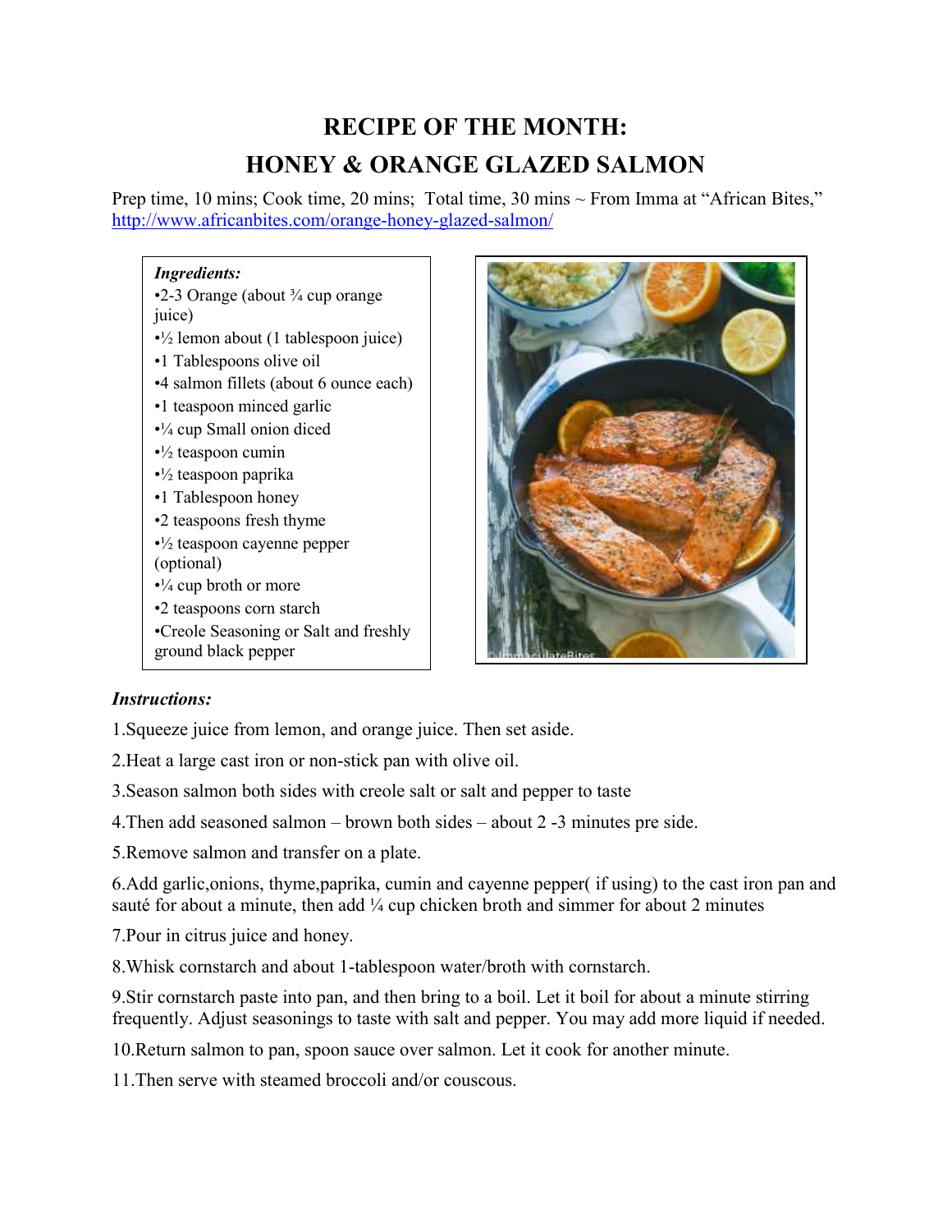# RECIPE OF THE MONTH:
# HONEY & ORANGE GLAZED SALMON

Prep time, 10 mins; Cook time, 20 mins; Total time, 30 mins ~ From Imma at "African Bites," http://www.africanbites.com/orange-honey-glazed-salmon/

***Ingredients:***

- •2-3 Orange (about ¾ cup orange juice)
- •½ lemon about (1 tablespoon juice)
- •1 Tablespoons olive oil
- •4 salmon fillets (about 6 ounce each)
- •1 teaspoon minced garlic
- •¼ cup Small onion diced
- •½ teaspoon cumin
- •½ teaspoon paprika
- •1 Tablespoon honey
- •2 teaspoons fresh thyme
- •½ teaspoon cayenne pepper (optional)
- •¼ cup broth or more
- •2 teaspoons corn starch
- •Creole Seasoning or Salt and freshly ground black pepper

***Instructions:***

1.Squeeze juice from lemon, and orange juice. Then set aside.

2.Heat a large cast iron or non-stick pan with olive oil.

3.Season salmon both sides with creole salt or salt and pepper to taste

4.Then add seasoned salmon – brown both sides – about 2 -3 minutes pre side.

5.Remove salmon and transfer on a plate.

6.Add garlic,onions, thyme,paprika, cumin and cayenne pepper( if using) to the cast iron pan and sauté for about a minute, then add ¼ cup chicken broth and simmer for about 2 minutes

7.Pour in citrus juice and honey.

8.Whisk cornstarch and about 1-tablespoon water/broth with cornstarch.

9.Stir cornstarch paste into pan, and then bring to a boil. Let it boil for about a minute stirring frequently. Adjust seasonings to taste with salt and pepper. You may add more liquid if needed.

10.Return salmon to pan, spoon sauce over salmon. Let it cook for another minute.

11.Then serve with steamed broccoli and/or couscous.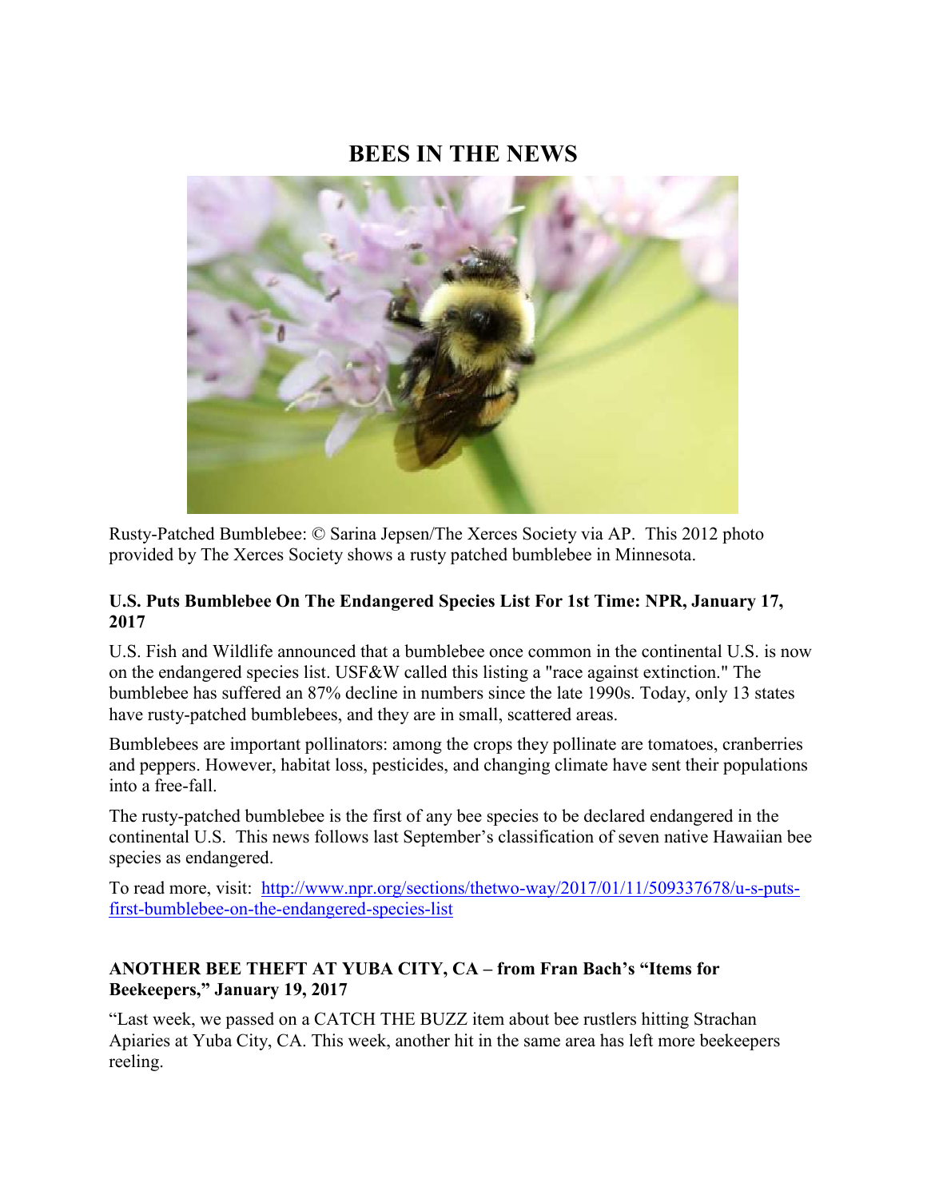# BEES IN THE NEWS

Rusty-Patched Bumblebee: © Sarina Jepsen/The Xerces Society via AP. This 2012 photo provided by The Xerces Society shows a rusty patched bumblebee in Minnesota.

### U.S. Puts Bumblebee On The Endangered Species List For 1st Time: NPR, January 17, 2017

U.S. Fish and Wildlife announced that a bumblebee once common in the continental U.S. is now on the endangered species list. USF&W called this listing a "race against extinction." The bumblebee has suffered an 87% decline in numbers since the late 1990s. Today, only 13 states have rusty-patched bumblebees, and they are in small, scattered areas.

Bumblebees are important pollinators: among the crops they pollinate are tomatoes, cranberries and peppers. However, habitat loss, pesticides, and changing climate have sent their populations into a free-fall.

The rusty-patched bumblebee is the first of any bee species to be declared endangered in the continental U.S. This news follows last September's classification of seven native Hawaiian bee species as endangered.

To read more, visit: [http://www.npr.org/sections/thetwo-way/2017/01/11/509337678/u-s-puts-first-bumblebee-on-the-endangered-species-list](http://www.npr.org/sections/thetwo-way/2017/01/11/509337678/u-s-puts-first-bumblebee-on-the-endangered-species-list)

### ANOTHER BEE THEFT AT YUBA CITY, CA – from Fran Bach's "Items for Beekeepers," January 19, 2017

"Last week, we passed on a CATCH THE BUZZ item about bee rustlers hitting Strachan Apiaries at Yuba City, CA. This week, another hit in the same area has left more beekeepers reeling.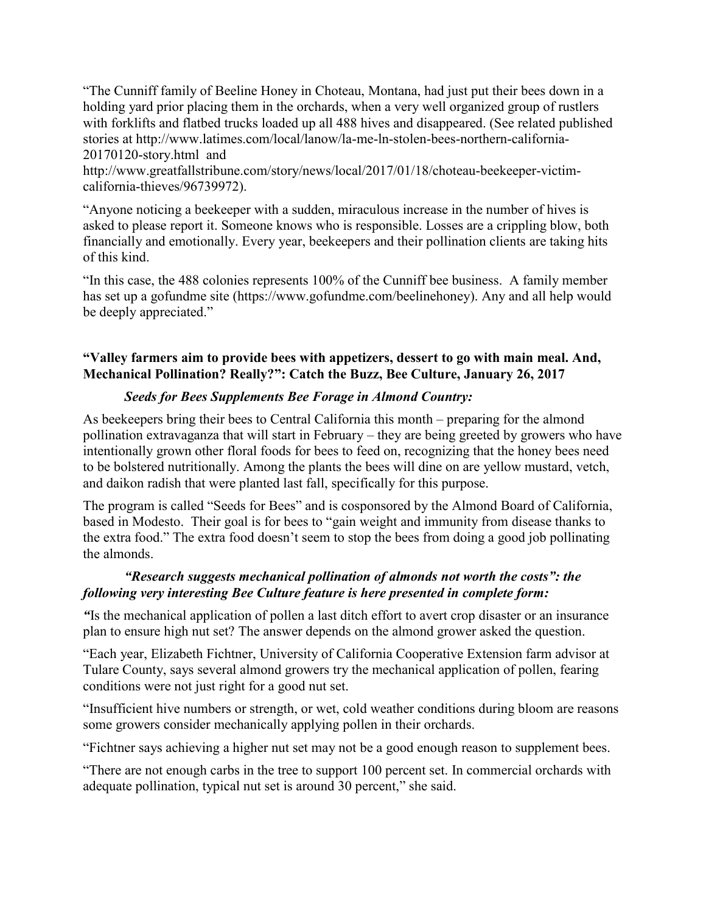"The Cunniff family of Beeline Honey in Choteau, Montana, had just put their bees down in a holding yard prior placing them in the orchards, when a very well organized group of rustlers with forklifts and flatbed trucks loaded up all 488 hives and disappeared. (See related published stories at http://www.latimes.com/local/lanow/la-me-ln-stolen-bees-northern-california-20170120-story.html and http://www.greatfallstribune.com/story/news/local/2017/01/18/choteau-beekeeper-victim-california-thieves/96739972).

"Anyone noticing a beekeeper with a sudden, miraculous increase in the number of hives is asked to please report it. Someone knows who is responsible. Losses are a crippling blow, both financially and emotionally. Every year, beekeepers and their pollination clients are taking hits of this kind.

"In this case, the 488 colonies represents 100% of the Cunniff bee business. A family member has set up a gofundme site (https://www.gofundme.com/beelinehoney). Any and all help would be deeply appreciated."

**"Valley farmers aim to provide bees with appetizers, dessert to go with main meal. And, Mechanical Pollination? Really?": Catch the Buzz, Bee Culture, January 26, 2017**

***Seeds for Bees Supplements Bee Forage in Almond Country:***

As beekeepers bring their bees to Central California this month – preparing for the almond pollination extravaganza that will start in February – they are being greeted by growers who have intentionally grown other floral foods for bees to feed on, recognizing that the honey bees need to be bolstered nutritionally. Among the plants the bees will dine on are yellow mustard, vetch, and daikon radish that were planted last fall, specifically for this purpose.

The program is called "Seeds for Bees" and is cosponsored by the Almond Board of California, based in Modesto. Their goal is for bees to "gain weight and immunity from disease thanks to the extra food." The extra food doesn't seem to stop the bees from doing a good job pollinating the almonds.

***"Research suggests mechanical pollination of almonds not worth the costs": the following very interesting Bee Culture feature is here presented in complete form:***

*"*Is the mechanical application of pollen a last ditch effort to avert crop disaster or an insurance plan to ensure high nut set? The answer depends on the almond grower asked the question.

"Each year, Elizabeth Fichtner, University of California Cooperative Extension farm advisor at Tulare County, says several almond growers try the mechanical application of pollen, fearing conditions were not just right for a good nut set.

"Insufficient hive numbers or strength, or wet, cold weather conditions during bloom are reasons some growers consider mechanically applying pollen in their orchards.

"Fichtner says achieving a higher nut set may not be a good enough reason to supplement bees.

"There are not enough carbs in the tree to support 100 percent set. In commercial orchards with adequate pollination, typical nut set is around 30 percent," she said.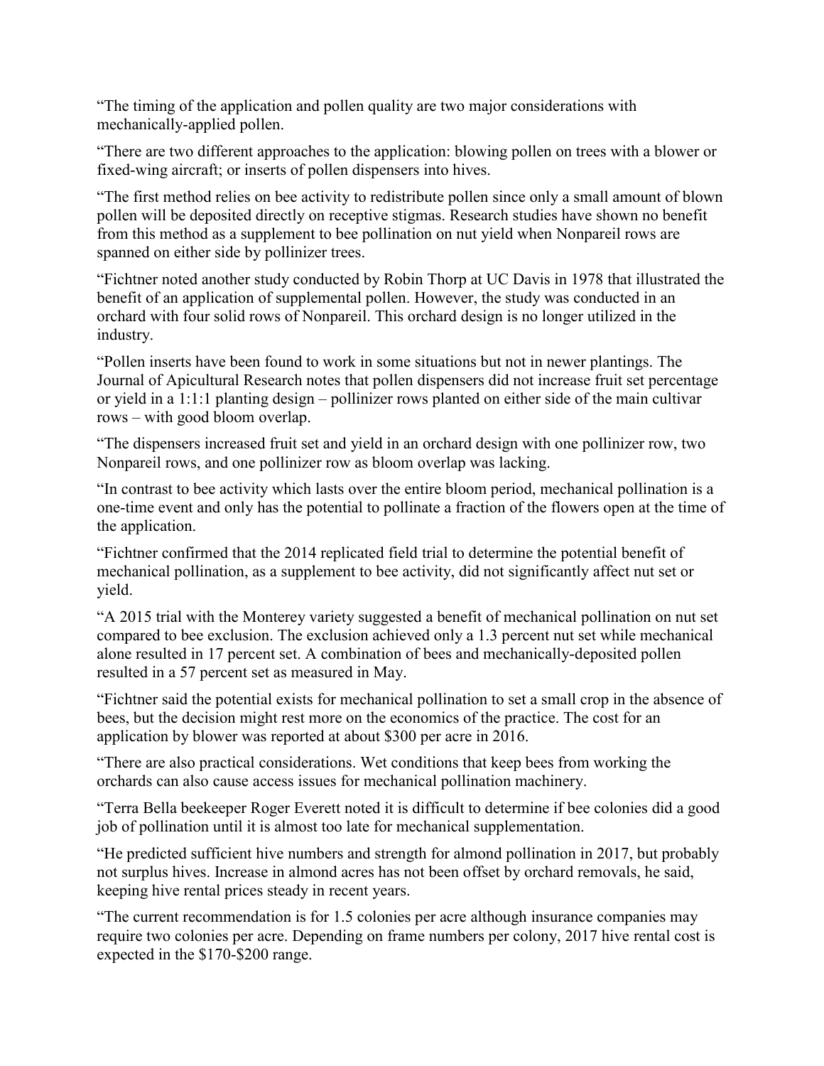"The timing of the application and pollen quality are two major considerations with mechanically-applied pollen.

"There are two different approaches to the application: blowing pollen on trees with a blower or fixed-wing aircraft; or inserts of pollen dispensers into hives.

"The first method relies on bee activity to redistribute pollen since only a small amount of blown pollen will be deposited directly on receptive stigmas. Research studies have shown no benefit from this method as a supplement to bee pollination on nut yield when Nonpareil rows are spanned on either side by pollinizer trees.

"Fichtner noted another study conducted by Robin Thorp at UC Davis in 1978 that illustrated the benefit of an application of supplemental pollen. However, the study was conducted in an orchard with four solid rows of Nonpareil. This orchard design is no longer utilized in the industry.

"Pollen inserts have been found to work in some situations but not in newer plantings. The Journal of Apicultural Research notes that pollen dispensers did not increase fruit set percentage or yield in a 1:1:1 planting design – pollinizer rows planted on either side of the main cultivar rows – with good bloom overlap.

"The dispensers increased fruit set and yield in an orchard design with one pollinizer row, two Nonpareil rows, and one pollinizer row as bloom overlap was lacking.

"In contrast to bee activity which lasts over the entire bloom period, mechanical pollination is a one-time event and only has the potential to pollinate a fraction of the flowers open at the time of the application.

"Fichtner confirmed that the 2014 replicated field trial to determine the potential benefit of mechanical pollination, as a supplement to bee activity, did not significantly affect nut set or yield.

"A 2015 trial with the Monterey variety suggested a benefit of mechanical pollination on nut set compared to bee exclusion. The exclusion achieved only a 1.3 percent nut set while mechanical alone resulted in 17 percent set. A combination of bees and mechanically-deposited pollen resulted in a 57 percent set as measured in May.

"Fichtner said the potential exists for mechanical pollination to set a small crop in the absence of bees, but the decision might rest more on the economics of the practice. The cost for an application by blower was reported at about $300 per acre in 2016.

"There are also practical considerations. Wet conditions that keep bees from working the orchards can also cause access issues for mechanical pollination machinery.

"Terra Bella beekeeper Roger Everett noted it is difficult to determine if bee colonies did a good job of pollination until it is almost too late for mechanical supplementation.

"He predicted sufficient hive numbers and strength for almond pollination in 2017, but probably not surplus hives. Increase in almond acres has not been offset by orchard removals, he said, keeping hive rental prices steady in recent years.

"The current recommendation is for 1.5 colonies per acre although insurance companies may require two colonies per acre. Depending on frame numbers per colony, 2017 hive rental cost is expected in the $170-$200 range.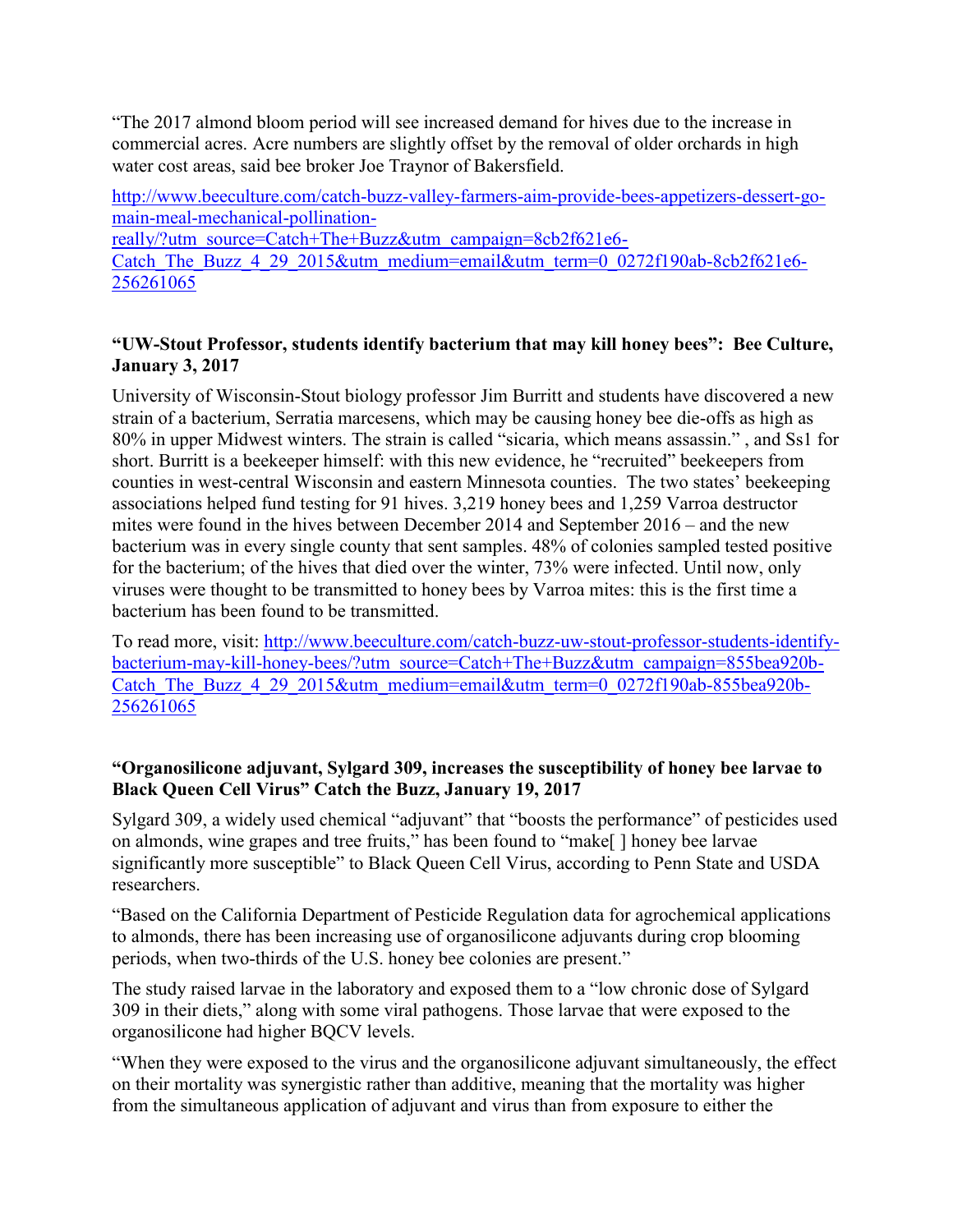"The 2017 almond bloom period will see increased demand for hives due to the increase in commercial acres. Acre numbers are slightly offset by the removal of older orchards in high water cost areas, said bee broker Joe Traynor of Bakersfield.

[http://www.beeculture.com/catch-buzz-valley-farmers-aim-provide-bees-appetizers-dessert-go-main-meal-mechanical-pollination-really/?utm_source=Catch+The+Buzz&utm_campaign=8cb2f621e6-Catch_The_Buzz_4_29_2015&utm_medium=email&utm_term=0_0272f190ab-8cb2f621e6-256261065](http://www.beeculture.com/catch-buzz-valley-farmers-aim-provide-bees-appetizers-dessert-go-main-meal-mechanical-pollination-really/?utm_source=Catch+The+Buzz&utm_campaign=8cb2f621e6-Catch_The_Buzz_4_29_2015&utm_medium=email&utm_term=0_0272f190ab-8cb2f621e6-256261065)

**"UW-Stout Professor, students identify bacterium that may kill honey bees": Bee Culture, January 3, 2017**

University of Wisconsin-Stout biology professor Jim Burritt and students have discovered a new strain of a bacterium, Serratia marcesens, which may be causing honey bee die-offs as high as 80% in upper Midwest winters. The strain is called "sicaria, which means assassin." , and Ss1 for short. Burritt is a beekeeper himself: with this new evidence, he "recruited" beekeepers from counties in west-central Wisconsin and eastern Minnesota counties. The two states' beekeeping associations helped fund testing for 91 hives. 3,219 honey bees and 1,259 Varroa destructor mites were found in the hives between December 2014 and September 2016 – and the new bacterium was in every single county that sent samples. 48% of colonies sampled tested positive for the bacterium; of the hives that died over the winter, 73% were infected. Until now, only viruses were thought to be transmitted to honey bees by Varroa mites: this is the first time a bacterium has been found to be transmitted.

To read more, visit: [http://www.beeculture.com/catch-buzz-uw-stout-professor-students-identify-bacterium-may-kill-honey-bees/?utm_source=Catch+The+Buzz&utm_campaign=855bea920b-Catch_The_Buzz_4_29_2015&utm_medium=email&utm_term=0_0272f190ab-855bea920b-256261065](http://www.beeculture.com/catch-buzz-uw-stout-professor-students-identify-bacterium-may-kill-honey-bees/?utm_source=Catch+The+Buzz&utm_campaign=855bea920b-Catch_The_Buzz_4_29_2015&utm_medium=email&utm_term=0_0272f190ab-855bea920b-256261065)

**"Organosilicone adjuvant, Sylgard 309, increases the susceptibility of honey bee larvae to Black Queen Cell Virus" Catch the Buzz, January 19, 2017**

Sylgard 309, a widely used chemical "adjuvant" that "boosts the performance" of pesticides used on almonds, wine grapes and tree fruits," has been found to "make[ ] honey bee larvae significantly more susceptible" to Black Queen Cell Virus, according to Penn State and USDA researchers.

"Based on the California Department of Pesticide Regulation data for agrochemical applications to almonds, there has been increasing use of organosilicone adjuvants during crop blooming periods, when two-thirds of the U.S. honey bee colonies are present."

The study raised larvae in the laboratory and exposed them to a "low chronic dose of Sylgard 309 in their diets," along with some viral pathogens. Those larvae that were exposed to the organosilicone had higher BQCV levels.

"When they were exposed to the virus and the organosilicone adjuvant simultaneously, the effect on their mortality was synergistic rather than additive, meaning that the mortality was higher from the simultaneous application of adjuvant and virus than from exposure to either the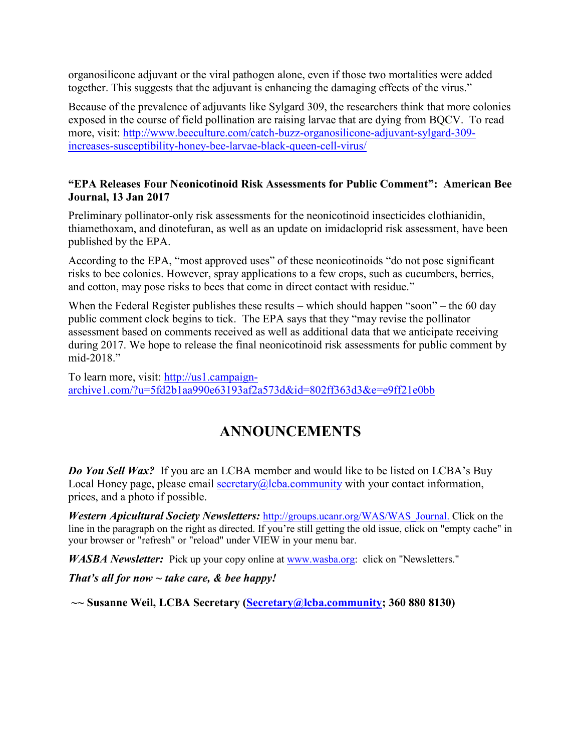organosilicone adjuvant or the viral pathogen alone, even if those two mortalities were added together. This suggests that the adjuvant is enhancing the damaging effects of the virus."

Because of the prevalence of adjuvants like Sylgard 309, the researchers think that more colonies exposed in the course of field pollination are raising larvae that are dying from BQCV. To read more, visit: http://www.beeculture.com/catch-buzz-organosilicone-adjuvant-sylgard-309-increases-susceptibility-honey-bee-larvae-black-queen-cell-virus/

**"EPA Releases Four Neonicotinoid Risk Assessments for Public Comment": American Bee Journal, 13 Jan 2017**

Preliminary pollinator-only risk assessments for the neonicotinoid insecticides clothianidin, thiamethoxam, and dinotefuran, as well as an update on imidacloprid risk assessment, have been published by the EPA.

According to the EPA, "most approved uses" of these neonicotinoids "do not pose significant risks to bee colonies. However, spray applications to a few crops, such as cucumbers, berries, and cotton, may pose risks to bees that come in direct contact with residue."

When the Federal Register publishes these results – which should happen "soon" – the 60 day public comment clock begins to tick. The EPA says that they "may revise the pollinator assessment based on comments received as well as additional data that we anticipate receiving during 2017. We hope to release the final neonicotinoid risk assessments for public comment by mid-2018."

To learn more, visit: http://us1.campaign-archive1.com/?u=5fd2b1aa990e63193af2a573d&id=802ff363d3&e=e9ff21e0bb

# ANNOUNCEMENTS

***Do You Sell Wax?*** If you are an LCBA member and would like to be listed on LCBA's Buy Local Honey page, please email secretary@lcba.community with your contact information, prices, and a photo if possible.

***Western Apicultural Society Newsletters:*** http://groups.ucanr.org/WAS/WAS_Journal. Click on the line in the paragraph on the right as directed. If you're still getting the old issue, click on "empty cache" in your browser or "refresh" or "reload" under VIEW in your menu bar.

***WASBA Newsletter:*** Pick up your copy online at www.wasba.org: click on "Newsletters."

***That's all for now ~ take care, & bee happy!***

**~~ Susanne Weil, LCBA Secretary (Secretary@lcba.community; 360 880 8130)**